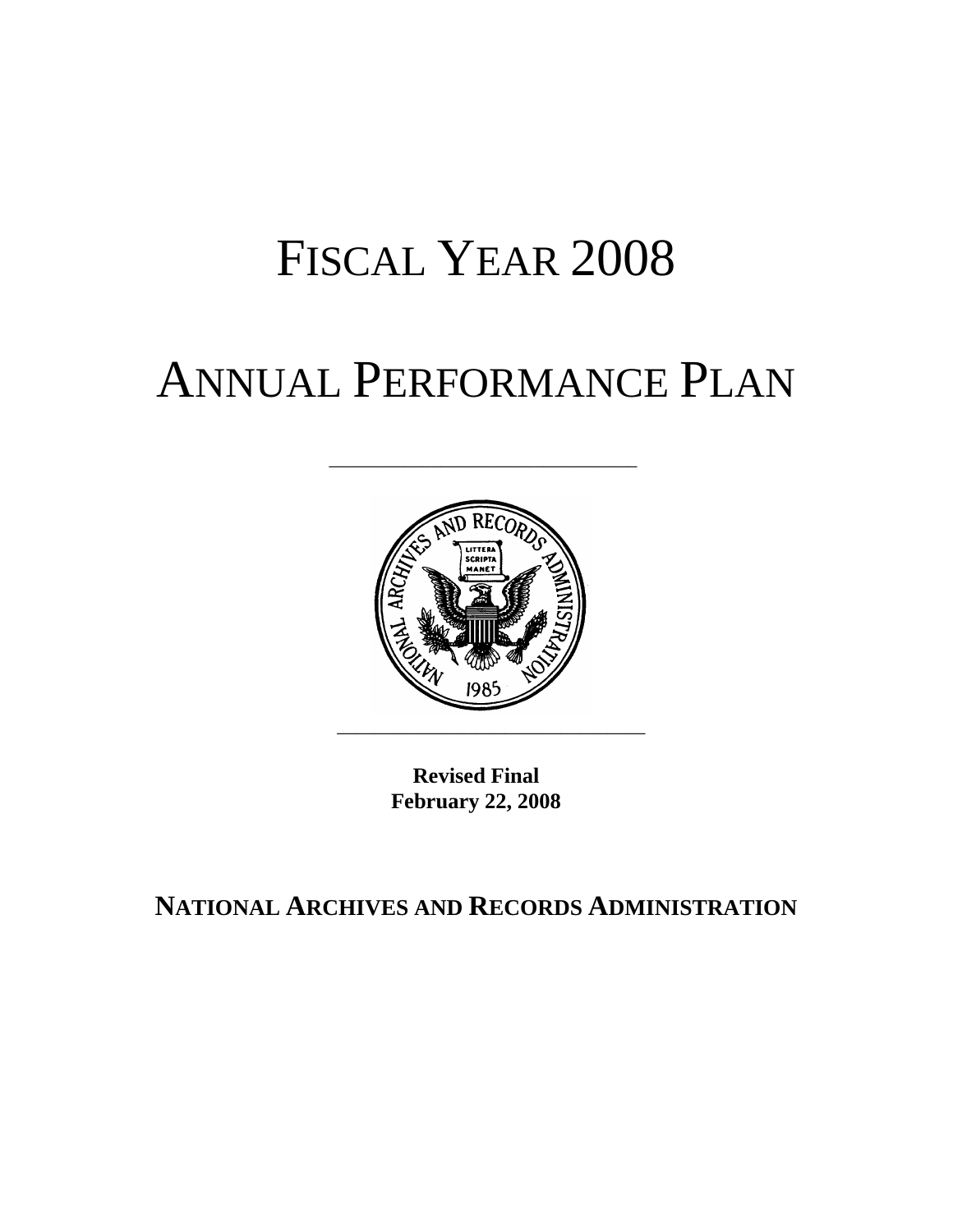# FISCAL YEAR 2008

# ANNUAL PERFORMANCE PLAN

**Revised Final**
**February 22, 2008**

**NATIONAL ARCHIVES AND RECORDS ADMINISTRATION**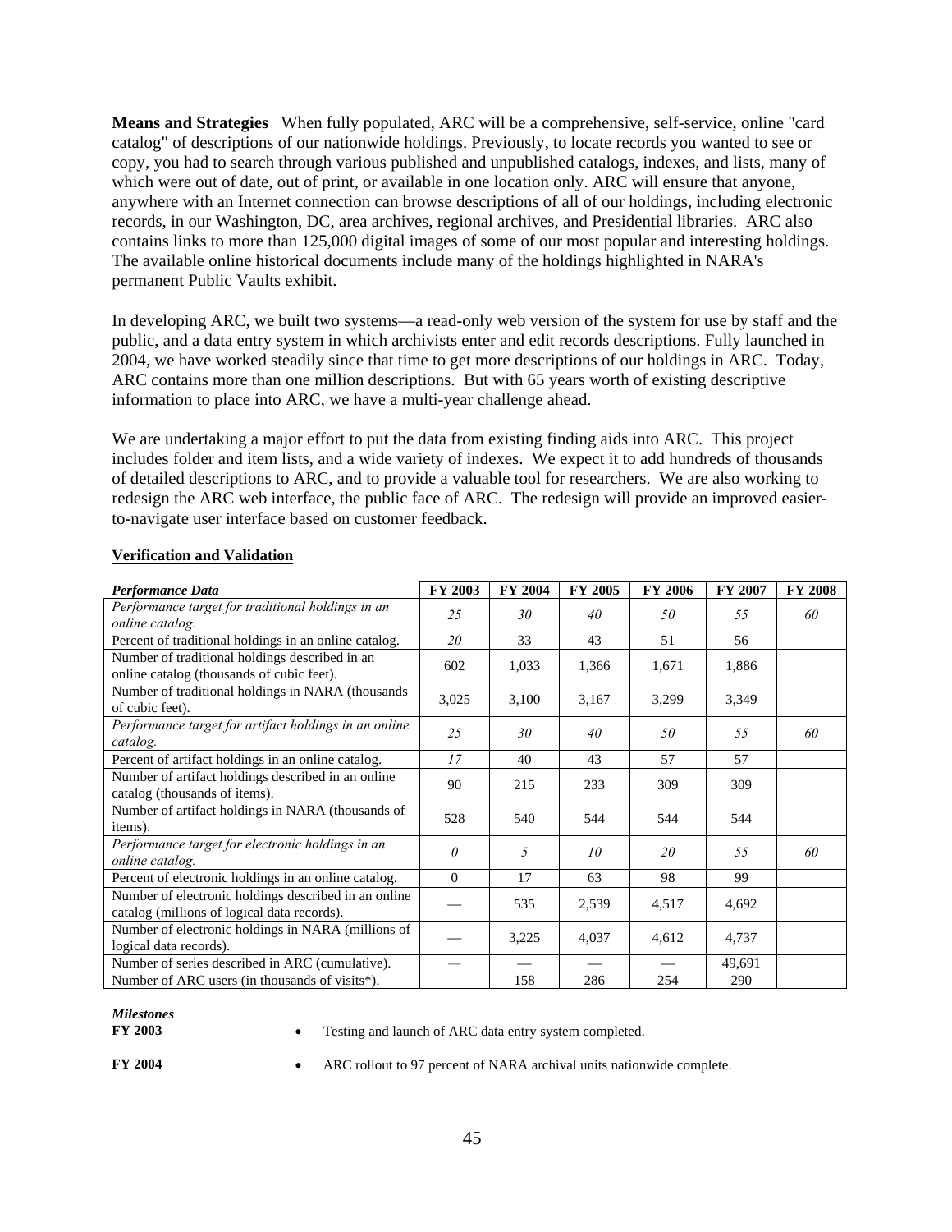**Means and Strategies** When fully populated, ARC will be a comprehensive, self-service, online "card catalog" of descriptions of our nationwide holdings. Previously, to locate records you wanted to see or copy, you had to search through various published and unpublished catalogs, indexes, and lists, many of which were out of date, out of print, or available in one location only. ARC will ensure that anyone, anywhere with an Internet connection can browse descriptions of all of our holdings, including electronic records, in our Washington, DC, area archives, regional archives, and Presidential libraries. ARC also contains links to more than 125,000 digital images of some of our most popular and interesting holdings. The available online historical documents include many of the holdings highlighted in NARA's permanent Public Vaults exhibit.

In developing ARC, we built two systems—a read-only web version of the system for use by staff and the public, and a data entry system in which archivists enter and edit records descriptions. Fully launched in 2004, we have worked steadily since that time to get more descriptions of our holdings in ARC. Today, ARC contains more than one million descriptions. But with 65 years worth of existing descriptive information to place into ARC, we have a multi-year challenge ahead.

We are undertaking a major effort to put the data from existing finding aids into ARC. This project includes folder and item lists, and a wide variety of indexes. We expect it to add hundreds of thousands of detailed descriptions to ARC, and to provide a valuable tool for researchers. We are also working to redesign the ARC web interface, the public face of ARC. The redesign will provide an improved easier-to-navigate user interface based on customer feedback.

**Verification and Validation**

| *Performance Data* | FY 2003 | FY 2004 | FY 2005 | FY 2006 | FY 2007 | FY 2008 |
|---|---|---|---|---|---|---|
| *Performance target for traditional holdings in an online catalog.* | *25* | *30* | *40* | *50* | *55* | *60* |
| Percent of traditional holdings in an online catalog. | *20* | 33 | 43 | 51 | 56 | |
| Number of traditional holdings described in an online catalog (thousands of cubic feet). | 602 | 1,033 | 1,366 | 1,671 | 1,886 | |
| Number of traditional holdings in NARA (thousands of cubic feet). | 3,025 | 3,100 | 3,167 | 3,299 | 3,349 | |
| *Performance target for artifact holdings in an online catalog.* | *25* | *30* | *40* | *50* | *55* | *60* |
| Percent of artifact holdings in an online catalog. | *17* | 40 | 43 | 57 | 57 | |
| Number of artifact holdings described in an online catalog (thousands of items). | 90 | 215 | 233 | 309 | 309 | |
| Number of artifact holdings in NARA (thousands of items). | 528 | 540 | 544 | 544 | 544 | |
| *Performance target for electronic holdings in an online catalog.* | *0* | *5* | *10* | *20* | *55* | *60* |
| Percent of electronic holdings in an online catalog. | 0 | 17 | 63 | 98 | 99 | |
| Number of electronic holdings described in an online catalog (millions of logical data records). | — | 535 | 2,539 | 4,517 | 4,692 | |
| Number of electronic holdings in NARA (millions of logical data records). | — | 3,225 | 4,037 | 4,612 | 4,737 | |
| Number of series described in ARC (cumulative). | — | — | — | — | 49,691 | |
| Number of ARC users (in thousands of visits*). | | 158 | 286 | 254 | 290 | |

***Milestones***

**FY 2003**
- Testing and launch of ARC data entry system completed.

**FY 2004**
- ARC rollout to 97 percent of NARA archival units nationwide complete.